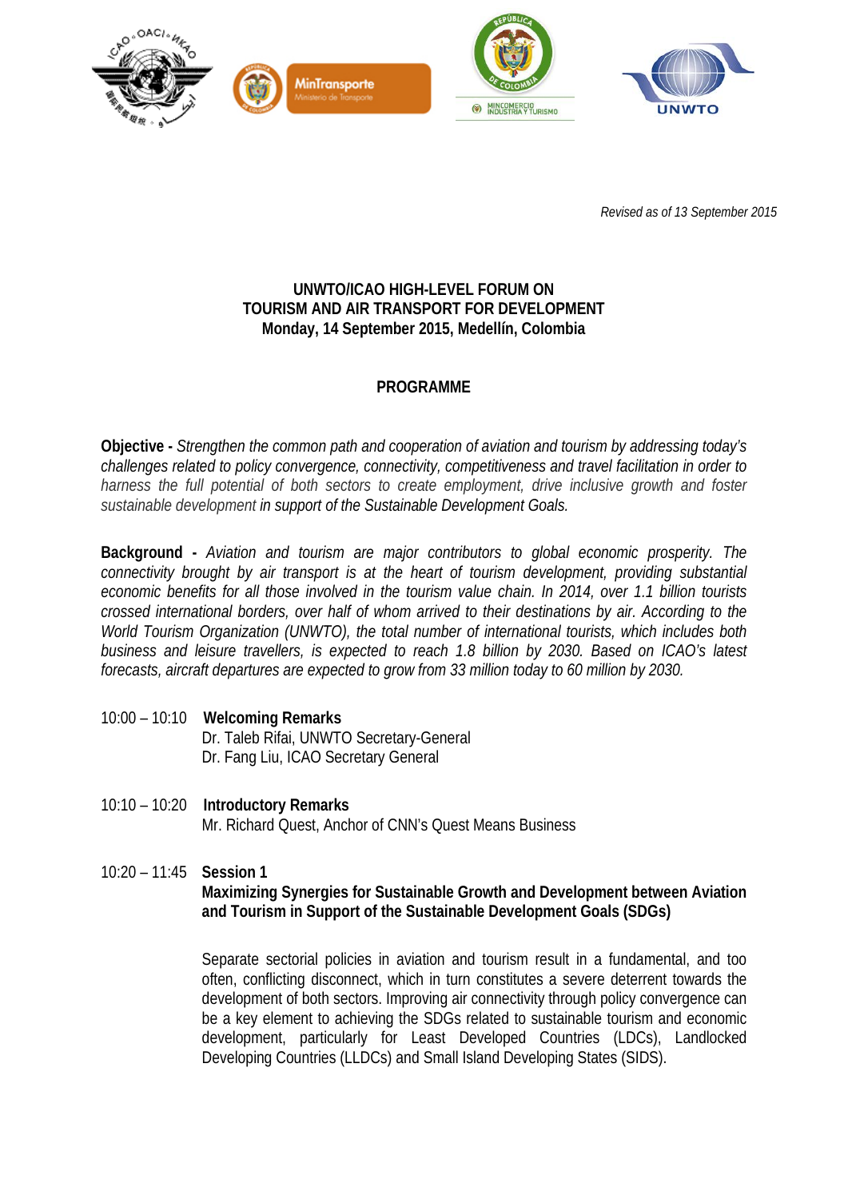*Revised as of 13 September 2015*

# UNWTO/ICAO HIGH-LEVEL FORUM ON TOURISM AND AIR TRANSPORT FOR DEVELOPMENT
**Monday, 14 September 2015, Medellín, Colombia**

## PROGRAMME

**Objective -** *Strengthen the common path and cooperation of aviation and tourism by addressing today's challenges related to policy convergence, connectivity, competitiveness and travel facilitation in order to harness the full potential of both sectors to create employment, drive inclusive growth and foster sustainable development in support of the Sustainable Development Goals.*

**Background -** *Aviation and tourism are major contributors to global economic prosperity. The connectivity brought by air transport is at the heart of tourism development, providing substantial economic benefits for all those involved in the tourism value chain. In 2014, over 1.1 billion tourists crossed international borders, over half of whom arrived to their destinations by air. According to the World Tourism Organization (UNWTO), the total number of international tourists, which includes both business and leisure travellers, is expected to reach 1.8 billion by 2030. Based on ICAO's latest forecasts, aircraft departures are expected to grow from 33 million today to 60 million by 2030.*

10:00 – 10:10 **Welcoming Remarks**
Dr. Taleb Rifai, UNWTO Secretary-General
Dr. Fang Liu, ICAO Secretary General

10:10 – 10:20 **Introductory Remarks**
Mr. Richard Quest, Anchor of CNN's Quest Means Business

10:20 – 11:45 **Session 1**
**Maximizing Synergies for Sustainable Growth and Development between Aviation and Tourism in Support of the Sustainable Development Goals (SDGs)**

Separate sectorial policies in aviation and tourism result in a fundamental, and too often, conflicting disconnect, which in turn constitutes a severe deterrent towards the development of both sectors. Improving air connectivity through policy convergence can be a key element to achieving the SDGs related to sustainable tourism and economic development, particularly for Least Developed Countries (LDCs), Landlocked Developing Countries (LLDCs) and Small Island Developing States (SIDS).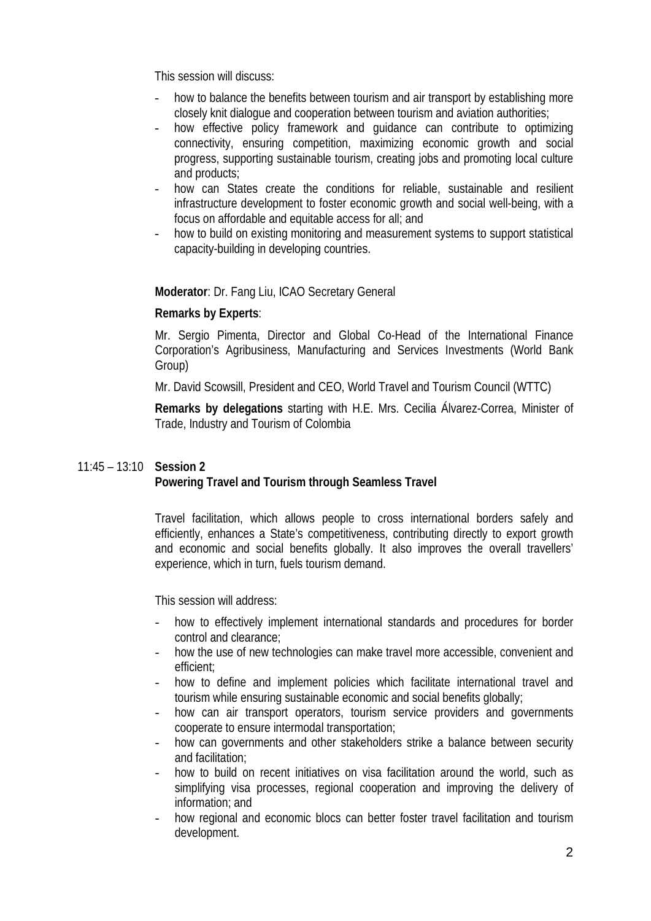This session will discuss:

- how to balance the benefits between tourism and air transport by establishing more closely knit dialogue and cooperation between tourism and aviation authorities;
- how effective policy framework and guidance can contribute to optimizing connectivity, ensuring competition, maximizing economic growth and social progress, supporting sustainable tourism, creating jobs and promoting local culture and products;
- how can States create the conditions for reliable, sustainable and resilient infrastructure development to foster economic growth and social well-being, with a focus on affordable and equitable access for all; and
- how to build on existing monitoring and measurement systems to support statistical capacity-building in developing countries.

**Moderator**: Dr. Fang Liu, ICAO Secretary General

**Remarks by Experts**:

Mr. Sergio Pimenta, Director and Global Co-Head of the International Finance Corporation's Agribusiness, Manufacturing and Services Investments (World Bank Group)

Mr. David Scowsill, President and CEO, World Travel and Tourism Council (WTTC)

**Remarks by delegations** starting with H.E. Mrs. Cecilia Álvarez-Correa, Minister of Trade, Industry and Tourism of Colombia

11:45 – 13:10 **Session 2**
**Powering Travel and Tourism through Seamless Travel**

Travel facilitation, which allows people to cross international borders safely and efficiently, enhances a State's competitiveness, contributing directly to export growth and economic and social benefits globally. It also improves the overall travellers' experience, which in turn, fuels tourism demand.

This session will address:

- how to effectively implement international standards and procedures for border control and clearance;
- how the use of new technologies can make travel more accessible, convenient and efficient;
- how to define and implement policies which facilitate international travel and tourism while ensuring sustainable economic and social benefits globally;
- how can air transport operators, tourism service providers and governments cooperate to ensure intermodal transportation;
- how can governments and other stakeholders strike a balance between security and facilitation;
- how to build on recent initiatives on visa facilitation around the world, such as simplifying visa processes, regional cooperation and improving the delivery of information; and
- how regional and economic blocs can better foster travel facilitation and tourism development.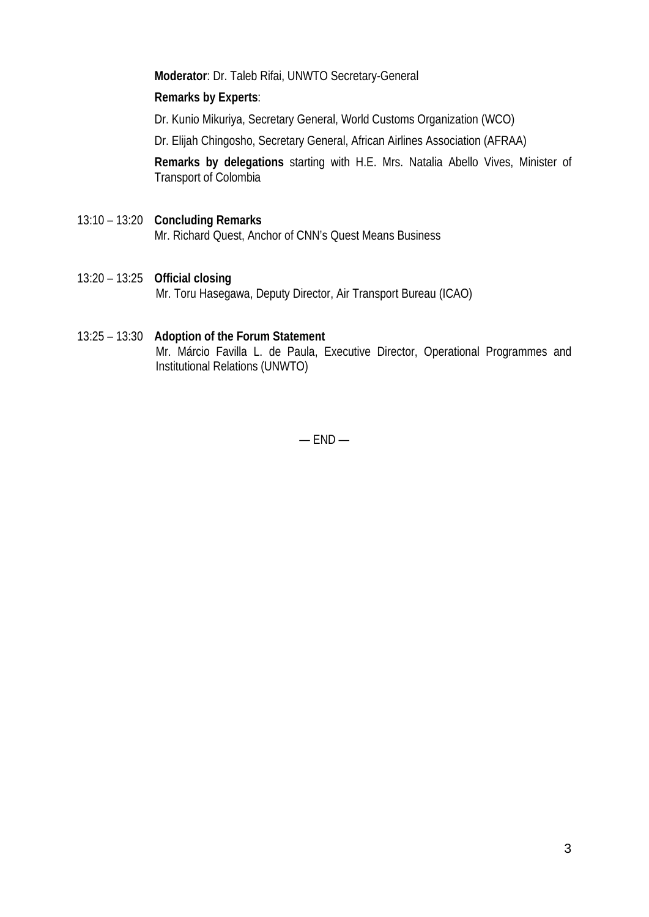**Moderator**: Dr. Taleb Rifai, UNWTO Secretary-General

**Remarks by Experts**:

Dr. Kunio Mikuriya, Secretary General, World Customs Organization (WCO)

Dr. Elijah Chingosho, Secretary General, African Airlines Association (AFRAA)

**Remarks by delegations** starting with H.E. Mrs. Natalia Abello Vives, Minister of Transport of Colombia

13:10 – 13:20 **Concluding Remarks**
Mr. Richard Quest, Anchor of CNN's Quest Means Business

13:20 – 13:25 **Official closing**
Mr. Toru Hasegawa, Deputy Director, Air Transport Bureau (ICAO)

13:25 – 13:30 **Adoption of the Forum Statement**
Mr. Márcio Favilla L. de Paula, Executive Director, Operational Programmes and Institutional Relations (UNWTO)

— END —